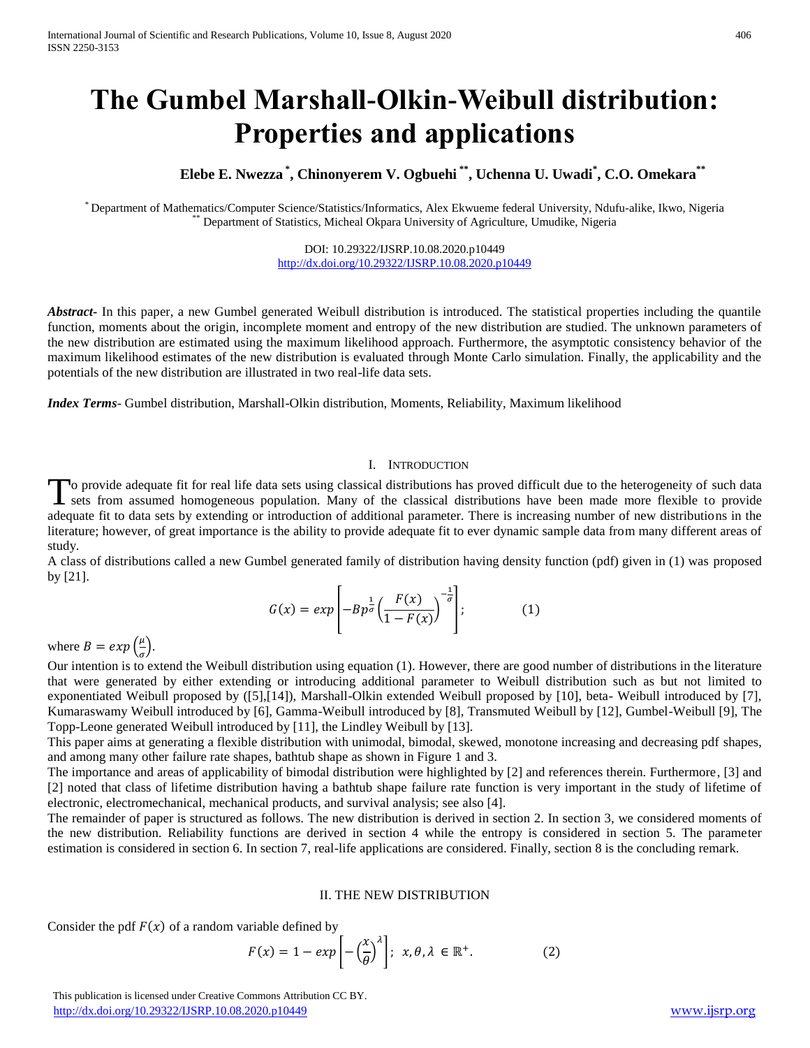# The Gumbel Marshall-Olkin-Weibull distribution: Properties and applications

**Elebe E. Nwezza [*], Chinonyerem V. Ogbuehi [**], Uchenna U. Uwadi [*], C.O. Omekara [**]**

[*] Department of Mathematics/Computer Science/Statistics/Informatics, Alex Ekwueme federal University, Ndufu-alike, Ikwo, Nigeria
[**] Department of Statistics, Micheal Okpara University of Agriculture, Umudike, Nigeria

DOI: 10.29322/IJSRP.10.08.2020.p10449
http://dx.doi.org/10.29322/IJSRP.10.08.2020.p10449

***Abstract-*** In this paper, a new Gumbel generated Weibull distribution is introduced. The statistical properties including the quantile function, moments about the origin, incomplete moment and entropy of the new distribution are studied. The unknown parameters of the new distribution are estimated using the maximum likelihood approach. Furthermore, the asymptotic consistency behavior of the maximum likelihood estimates of the new distribution is evaluated through Monte Carlo simulation. Finally, the applicability and the potentials of the new distribution are illustrated in two real-life data sets.

***Index Terms-*** Gumbel distribution, Marshall-Olkin distribution, Moments, Reliability, Maximum likelihood

## I. Introduction

To provide adequate fit for real life data sets using classical distributions has proved difficult due to the heterogeneity of such data sets from assumed homogeneous population. Many of the classical distributions have been made more flexible to provide adequate fit to data sets by extending or introduction of additional parameter. There is increasing number of new distributions in the literature; however, of great importance is the ability to provide adequate fit to ever dynamic sample data from many different areas of study.

A class of distributions called a new Gumbel generated family of distribution having density function (pdf) given in (1) was proposed by [21].

$$G(x) = exp\left[-Bp^{\frac{1}{\sigma}}\left(\frac{F(x)}{1-F(x)}\right)^{-\frac{1}{\sigma}}\right]; \qquad (1)$$

where $B = exp\left(\frac{\mu}{\sigma}\right)$.

Our intention is to extend the Weibull distribution using equation (1). However, there are good number of distributions in the literature that were generated by either extending or introducing additional parameter to Weibull distribution such as but not limited to exponentiated Weibull proposed by ([5],[14]), Marshall-Olkin extended Weibull proposed by [10], beta- Weibull introduced by [7], Kumaraswamy Weibull introduced by [6], Gamma-Weibull introduced by [8], Transmuted Weibull by [12], Gumbel-Weibull [9], The Topp-Leone generated Weibull introduced by [11], the Lindley Weibull by [13].

This paper aims at generating a flexible distribution with unimodal, bimodal, skewed, monotone increasing and decreasing pdf shapes, and among many other failure rate shapes, bathtub shape as shown in Figure 1 and 3.

The importance and areas of applicability of bimodal distribution were highlighted by [2] and references therein. Furthermore, [3] and [2] noted that class of lifetime distribution having a bathtub shape failure rate function is very important in the study of lifetime of electronic, electromechanical, mechanical products, and survival analysis; see also [4].

The remainder of paper is structured as follows. The new distribution is derived in section 2. In section 3, we considered moments of the new distribution. Reliability functions are derived in section 4 while the entropy is considered in section 5. The parameter estimation is considered in section 6. In section 7, real-life applications are considered. Finally, section 8 is the concluding remark.

## II. The New Distribution

Consider the pdf $F(x)$ of a random variable defined by

$$F(x) = 1 - exp\left[-\left(\frac{x}{\theta}\right)^{\lambda}\right]; \; x, \theta, \lambda \in \mathbb{R}^{+}. \qquad (2)$$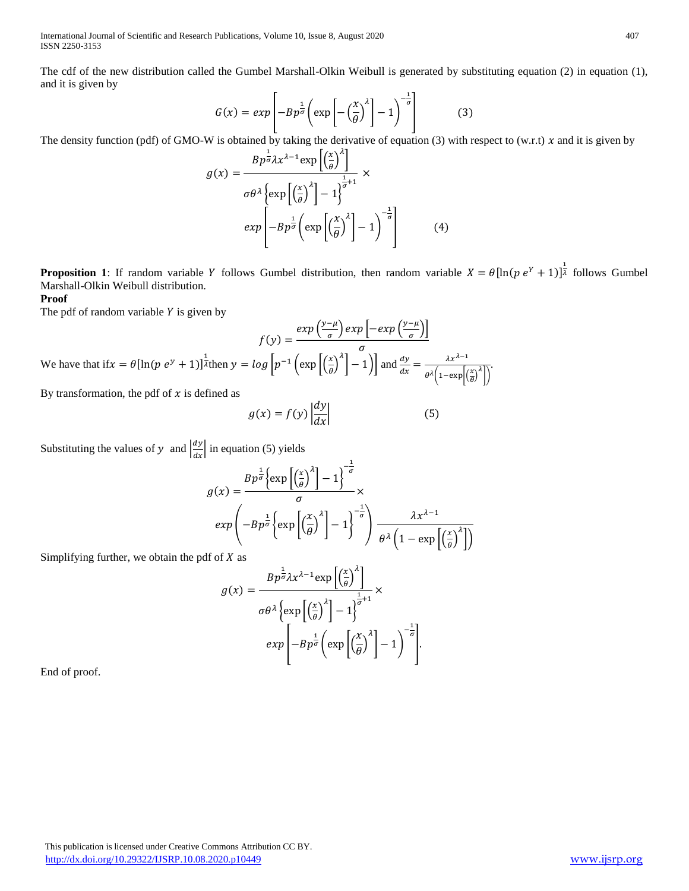The cdf of the new distribution called the Gumbel Marshall-Olkin Weibull is generated by substituting equation (2) in equation (1), and it is given by

$$G(x) = exp\left[-Bp^{\frac{1}{\sigma}}\left(\exp\left[-\left(\frac{x}{\theta}\right)^{\lambda}\right]-1\right)^{-\frac{1}{\sigma}}\right] \qquad (3)$$

The density function (pdf) of GMO-W is obtained by taking the derivative of equation (3) with respect to (w.r.t) $x$ and it is given by

$$g(x) = \frac{Bp^{\frac{1}{\sigma}}\lambda x^{\lambda-1}\exp\left[\left(\frac{x}{\theta}\right)^{\lambda}\right]}{\sigma\theta^{\lambda}\left\{\exp\left[\left(\frac{x}{\theta}\right)^{\lambda}\right]-1\right\}^{\frac{1}{\sigma}+1}} \times exp\left[-Bp^{\frac{1}{\sigma}}\left(\exp\left[\left(\frac{x}{\theta}\right)^{\lambda}\right]-1\right)^{-\frac{1}{\sigma}}\right] \qquad (4)$$

**Proposition 1**: If random variable $Y$ follows Gumbel distribution, then random variable $X = \theta[\ln(p\, e^{Y}+1)]^{\frac{1}{\lambda}}$ follows Gumbel Marshall-Olkin Weibull distribution.

**Proof**

The pdf of random variable $Y$ is given by

$$f(y) = \frac{exp\left(\frac{y-\mu}{\sigma}\right)exp\left[-exp\left(\frac{y-\mu}{\sigma}\right)\right]}{\sigma}$$

We have that if $x = \theta[\ln(p\, e^{y}+1)]^{\frac{1}{\lambda}}$ then $y = log\left[p^{-1}\left(\exp\left[\left(\frac{x}{\theta}\right)^{\lambda}\right]-1\right)\right]$ and $\frac{dy}{dx} = \frac{\lambda x^{\lambda-1}}{\theta^{\lambda}\left(1-\exp\left[\left(\frac{x}{\theta}\right)^{\lambda}\right]\right)}$.

By transformation, the pdf of $x$ is defined as

$$g(x) = f(y)\left|\frac{dy}{dx}\right| \qquad (5)$$

Substituting the values of $y$ and $\left|\frac{dy}{dx}\right|$ in equation (5) yields

$$g(x) = \frac{Bp^{\frac{1}{\sigma}}\left\{\exp\left[\left(\frac{x}{\theta}\right)^{\lambda}\right]-1\right\}^{-\frac{1}{\sigma}}}{\sigma} \times exp\left(-Bp^{\frac{1}{\sigma}}\left\{\exp\left[\left(\frac{x}{\theta}\right)^{\lambda}\right]-1\right\}^{-\frac{1}{\sigma}}\right)\frac{\lambda x^{\lambda-1}}{\theta^{\lambda}\left(1-\exp\left[\left(\frac{x}{\theta}\right)^{\lambda}\right]\right)}$$

Simplifying further, we obtain the pdf of $X$ as

$$g(x) = \frac{Bp^{\frac{1}{\sigma}}\lambda x^{\lambda-1}\exp\left[\left(\frac{x}{\theta}\right)^{\lambda}\right]}{\sigma\theta^{\lambda}\left\{\exp\left[\left(\frac{x}{\theta}\right)^{\lambda}\right]-1\right\}^{\frac{1}{\sigma}+1}} \times exp\left[-Bp^{\frac{1}{\sigma}}\left(\exp\left[\left(\frac{x}{\theta}\right)^{\lambda}\right]-1\right)^{-\frac{1}{\sigma}}\right].$$

End of proof.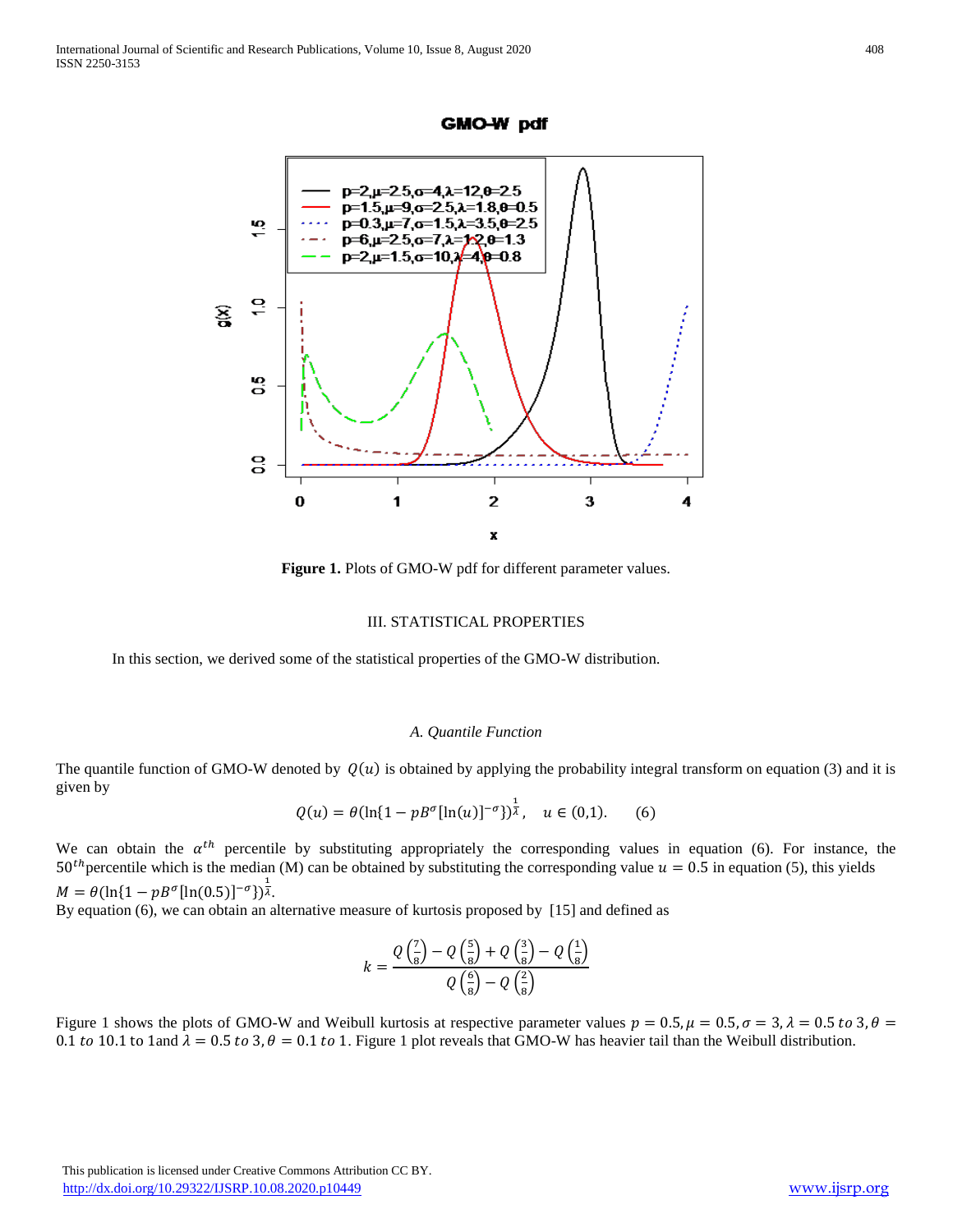**Figure 1.** Plots of GMO-W pdf for different parameter values.

## III. STATISTICAL PROPERTIES

In this section, we derived some of the statistical properties of the GMO-W distribution.

### *A. Quantile Function*

The quantile function of GMO-W denoted by $Q(u)$ is obtained by applying the probability integral transform on equation (3) and it is given by

$$Q(u) = \theta(\ln\{1 - pB^{\sigma}[\ln(u)]^{-\sigma}\})^{\frac{1}{\lambda}}, \quad u \in (0,1). \qquad (6)$$

We can obtain the $\alpha^{th}$ percentile by substituting appropriately the corresponding values in equation (6). For instance, the $50^{th}$percentile which is the median (M) can be obtained by substituting the corresponding value $u = 0.5$ in equation (5), this yields $M = \theta(\ln\{1 - pB^{\sigma}[\ln(0.5)]^{-\sigma}\})^{\frac{1}{\lambda}}$.

By equation (6), we can obtain an alternative measure of kurtosis proposed by [15] and defined as

$$k = \frac{Q\left(\frac{7}{8}\right) - Q\left(\frac{5}{8}\right) + Q\left(\frac{3}{8}\right) - Q\left(\frac{1}{8}\right)}{Q\left(\frac{6}{8}\right) - Q\left(\frac{2}{8}\right)}$$

Figure 1 shows the plots of GMO-W and Weibull kurtosis at respective parameter values $p = 0.5, \mu = 0.5, \sigma = 3, \lambda = 0.5\ to\ 3, \theta = 0.1\ to\ 10.1$ to 1and $\lambda = 0.5\ to\ 3, \theta = 0.1\ to\ 1$. Figure 1 plot reveals that GMO-W has heavier tail than the Weibull distribution.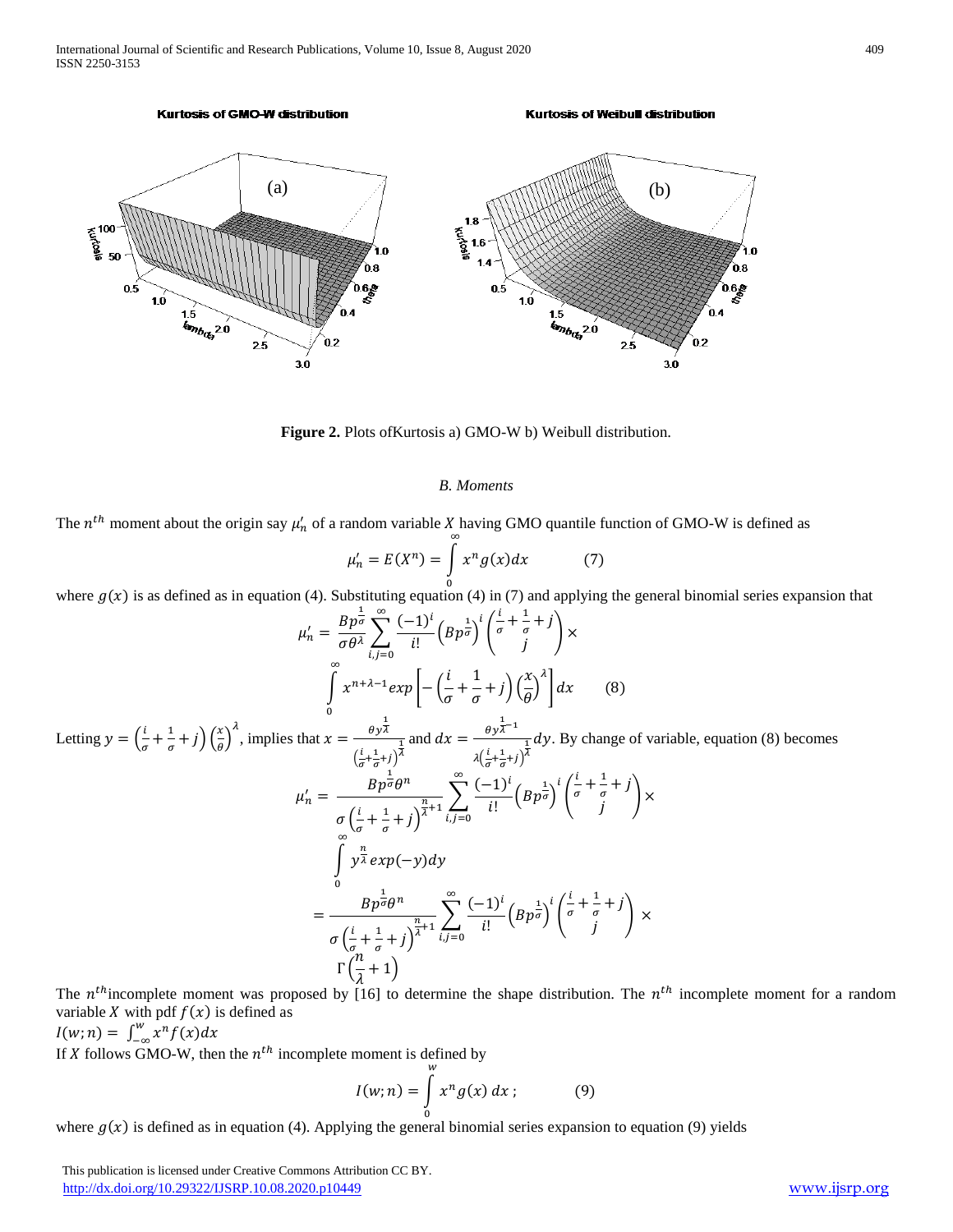Kurtosis of GMO-W distribution

Kurtosis of Weibull distribution

**Figure 2.** Plots ofKurtosis a) GMO-W b) Weibull distribution.

### *B. Moments*

The $n^{th}$ moment about the origin say $\mu_n'$ of a random variable $X$ having GMO quantile function of GMO-W is defined as

$$\mu_n' = E(X^n) = \int_0^\infty x^n g(x)dx \qquad (7)$$

where $g(x)$ is as defined as in equation (4). Substituting equation (4) in (7) and applying the general binomial series expansion that

$$\mu_n' = \frac{Bp^{\frac{1}{\sigma}}}{\sigma\theta^\lambda} \sum_{i,j=0}^{\infty} \frac{(-1)^i}{i!} \left(Bp^{\frac{1}{\sigma}}\right)^i \binom{\frac{i}{\sigma}+\frac{1}{\sigma}+j}{j} \times \int_0^\infty x^{n+\lambda-1} exp\left[-\left(\frac{i}{\sigma}+\frac{1}{\sigma}+j\right)\left(\frac{x}{\theta}\right)^\lambda\right] dx \qquad (8)$$

Letting $y = \left(\frac{i}{\sigma}+\frac{1}{\sigma}+j\right)\left(\frac{x}{\theta}\right)^\lambda$, implies that $x = \frac{\theta y^{\frac{1}{\lambda}}}{\left(\frac{i}{\sigma}+\frac{1}{\sigma}+j\right)^{\frac{1}{\lambda}}}$ and $dx = \frac{\theta y^{\frac{1}{\lambda}-1}}{\lambda\left(\frac{i}{\sigma}+\frac{1}{\sigma}+j\right)^{\frac{1}{\lambda}}}dy$. By change of variable, equation (8) becomes

$$\mu_n' = \frac{Bp^{\frac{1}{\sigma}}\theta^n}{\sigma\left(\frac{i}{\sigma}+\frac{1}{\sigma}+j\right)^{\frac{n}{\lambda}+1}} \sum_{i,j=0}^{\infty} \frac{(-1)^i}{i!} \left(Bp^{\frac{1}{\sigma}}\right)^i \binom{\frac{i}{\sigma}+\frac{1}{\sigma}+j}{j} \times \int_0^\infty y^{\frac{n}{\lambda}} exp(-y)dy$$

$$= \frac{Bp^{\frac{1}{\sigma}}\theta^n}{\sigma\left(\frac{i}{\sigma}+\frac{1}{\sigma}+j\right)^{\frac{n}{\lambda}+1}} \sum_{i,j=0}^{\infty} \frac{(-1)^i}{i!} \left(Bp^{\frac{1}{\sigma}}\right)^i \binom{\frac{i}{\sigma}+\frac{1}{\sigma}+j}{j} \times \Gamma\left(\frac{n}{\lambda}+1\right)$$

The $n^{th}$incomplete moment was proposed by [16] to determine the shape distribution. The $n^{th}$ incomplete moment for a random variable $X$ with pdf $f(x)$ is defined as

$I(w;n) = \int_{-\infty}^{w} x^n f(x)dx$

If $X$ follows GMO-W, then the $n^{th}$ incomplete moment is defined by

$$I(w;n) = \int_0^w x^n g(x)\, dx\,; \qquad (9)$$

where $g(x)$ is defined as in equation (4). Applying the general binomial series expansion to equation (9) yields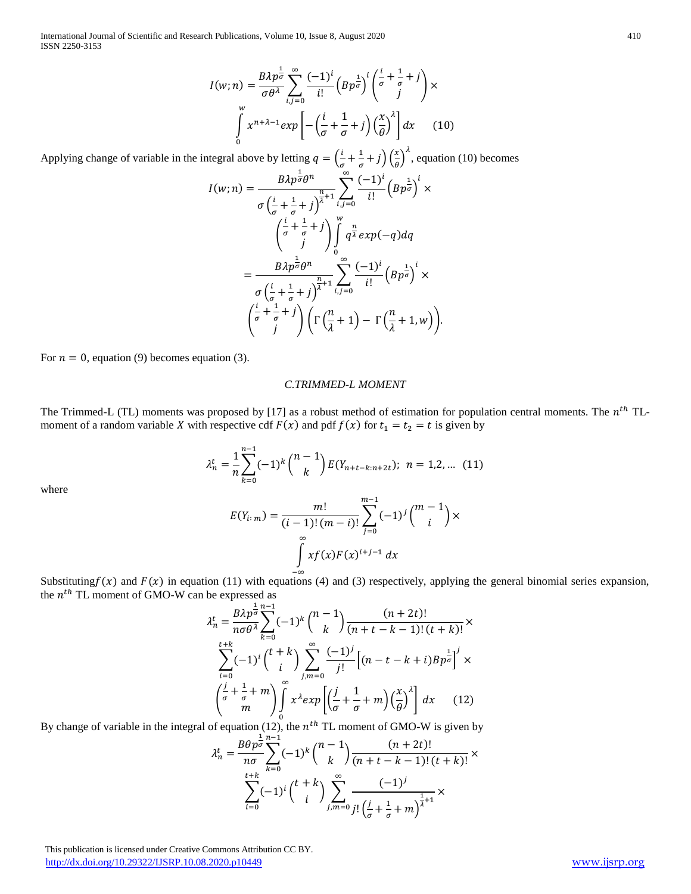$$I(w;n) = \frac{B\lambda p^{\frac{1}{\sigma}}}{\sigma\theta^{\lambda}} \sum_{i,j=0}^{\infty} \frac{(-1)^i}{i!} \left(Bp^{\frac{1}{\sigma}}\right)^i \binom{\frac{i}{\sigma}+\frac{1}{\sigma}+j}{j} \times \int_0^w x^{n+\lambda-1} exp\left[-\left(\frac{i}{\sigma}+\frac{1}{\sigma}+j\right)\left(\frac{x}{\theta}\right)^{\lambda}\right] dx \quad (10)$$

Applying change of variable in the integral above by letting $q = \left(\frac{i}{\sigma}+\frac{1}{\sigma}+j\right)\left(\frac{x}{\theta}\right)^{\lambda}$, equation (10) becomes

$$I(w;n) = \frac{B\lambda p^{\frac{1}{\sigma}}\theta^n}{\sigma\left(\frac{i}{\sigma}+\frac{1}{\sigma}+j\right)^{\frac{n}{\lambda}+1}} \sum_{i,j=0}^{\infty} \frac{(-1)^i}{i!} \left(Bp^{\frac{1}{\sigma}}\right)^i \times \binom{\frac{i}{\sigma}+\frac{1}{\sigma}+j}{j} \int_0^w q^{\frac{n}{\lambda}} exp(-q) dq$$

$$= \frac{B\lambda p^{\frac{1}{\sigma}}\theta^n}{\sigma\left(\frac{i}{\sigma}+\frac{1}{\sigma}+j\right)^{\frac{n}{\lambda}+1}} \sum_{i,j=0}^{\infty} \frac{(-1)^i}{i!} \left(Bp^{\frac{1}{\sigma}}\right)^i \times \binom{\frac{i}{\sigma}+\frac{1}{\sigma}+j}{j} \left(\Gamma\left(\frac{n}{\lambda}+1\right) - \Gamma\left(\frac{n}{\lambda}+1, w\right)\right).$$

For $n = 0$, equation (9) becomes equation (3).

### *C.TRIMMED-L MOMENT*

The Trimmed-L (TL) moments was proposed by [17] as a robust method of estimation for population central moments. The $n^{th}$ TL-moment of a random variable $X$ with respective cdf $F(x)$ and pdf $f(x)$ for $t_1 = t_2 = t$ is given by

$$\lambda_n^t = \frac{1}{n} \sum_{k=0}^{n-1} (-1)^k \binom{n-1}{k} E(Y_{n+t-k:n+2t}); \; n = 1,2,\dots \quad (11)$$

where

$$E(Y_{i:m}) = \frac{m!}{(i-1)!\,(m-i)!} \sum_{j=0}^{m-1} (-1)^j \binom{m-1}{i} \times \int_{-\infty}^{\infty} x f(x) F(x)^{i+j-1}\, dx$$

Substituting $f(x)$ and $F(x)$ in equation (11) with equations (4) and (3) respectively, applying the general binomial series expansion, the $n^{th}$ TL moment of GMO-W can be expressed as

$$\lambda_n^t = \frac{B\lambda p^{\frac{1}{\sigma}}}{n\sigma\theta^{\lambda}} \sum_{k=0}^{n-1} (-1)^k \binom{n-1}{k} \frac{(n+2t)!}{(n+t-k-1)!\,(t+k)!} \times \sum_{i=0}^{t+k} (-1)^i \binom{t+k}{i} \sum_{j,m=0}^{\infty} \frac{(-1)^j}{j!} \left[(n-t-k+i)Bp^{\frac{1}{\sigma}}\right]^j \times \binom{\frac{j}{\sigma}+\frac{1}{\sigma}+m}{m} \int_0^{\infty} x^{\lambda} exp\left[\left(\frac{j}{\sigma}+\frac{1}{\sigma}+m\right)\left(\frac{x}{\theta}\right)^{\lambda}\right] dx \quad (12)$$

By change of variable in the integral of equation (12), the $n^{th}$ TL moment of GMO-W is given by

$$\lambda_n^t = \frac{B\theta p^{\frac{1}{\sigma}}}{n\sigma} \sum_{k=0}^{n-1} (-1)^k \binom{n-1}{k} \frac{(n+2t)!}{(n+t-k-1)!\,(t+k)!} \times \sum_{i=0}^{t+k} (-1)^i \binom{t+k}{i} \sum_{j,m=0}^{\infty} \frac{(-1)^j}{j!\left(\frac{j}{\sigma}+\frac{1}{\sigma}+m\right)^{\frac{1}{\lambda}+1}} \times$$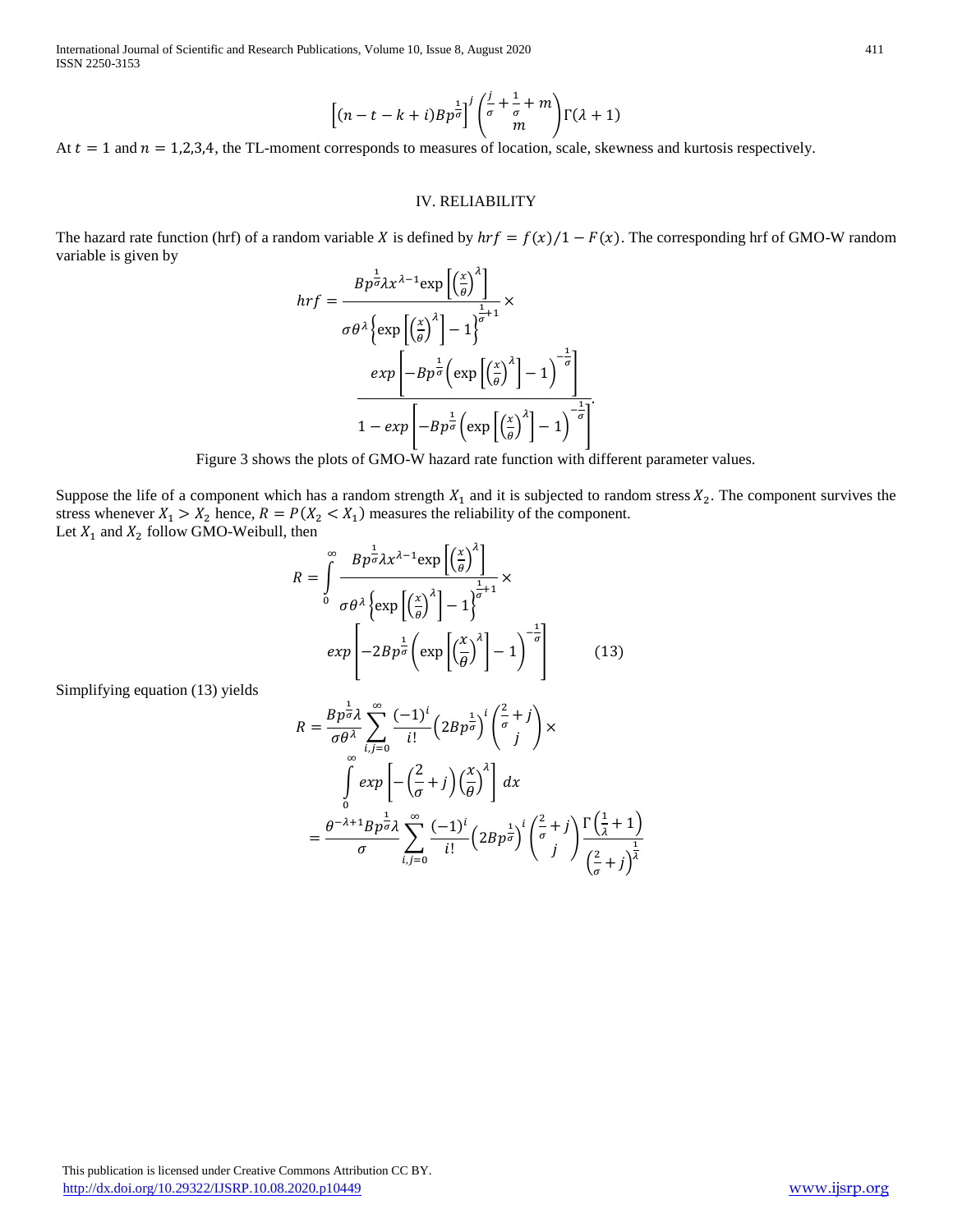$$\left[(n-t-k+i)Bp^{\frac{1}{\sigma}}\right]^{j}\binom{\frac{j}{\sigma}+\frac{1}{\sigma}+m}{m}\Gamma(\lambda+1)$$

At $t = 1$ and $n = 1,2,3,4$, the TL-moment corresponds to measures of location, scale, skewness and kurtosis respectively.

## IV. RELIABILITY

The hazard rate function (hrf) of a random variable $X$ is defined by $hrf = f(x)/1 - F(x)$. The corresponding hrf of GMO-W random variable is given by

$$hrf = \frac{Bp^{\frac{1}{\sigma}}\lambda x^{\lambda-1}\exp\left[\left(\frac{x}{\theta}\right)^{\lambda}\right]}{\sigma\theta^{\lambda}\left\{\exp\left[\left(\frac{x}{\theta}\right)^{\lambda}\right]-1\right\}^{\frac{1}{\sigma}+1}} \times \frac{exp\left[-Bp^{\frac{1}{\sigma}}\left(\exp\left[\left(\frac{x}{\theta}\right)^{\lambda}\right]-1\right)^{-\frac{1}{\sigma}}\right]}{1-exp\left[-Bp^{\frac{1}{\sigma}}\left(\exp\left[\left(\frac{x}{\theta}\right)^{\lambda}\right]-1\right)^{-\frac{1}{\sigma}}\right]}.$$

Figure 3 shows the plots of GMO-W hazard rate function with different parameter values.

Suppose the life of a component which has a random strength $X_1$ and it is subjected to random stress $X_2$. The component survives the stress whenever $X_1 > X_2$ hence, $R = P(X_2 < X_1)$ measures the reliability of the component.
Let $X_1$ and $X_2$ follow GMO-Weibull, then

$$R = \int_0^{\infty} \frac{Bp^{\frac{1}{\sigma}}\lambda x^{\lambda-1}\exp\left[\left(\frac{x}{\theta}\right)^{\lambda}\right]}{\sigma\theta^{\lambda}\left\{\exp\left[\left(\frac{x}{\theta}\right)^{\lambda}\right]-1\right\}^{\frac{1}{\sigma}+1}} \times exp\left[-2Bp^{\frac{1}{\sigma}}\left(\exp\left[\left(\frac{x}{\theta}\right)^{\lambda}\right]-1\right)^{-\frac{1}{\sigma}}\right] \qquad (13)$$

Simplifying equation (13) yields

$$R = \frac{Bp^{\frac{1}{\sigma}}\lambda}{\sigma\theta^{\lambda}}\sum_{i,j=0}^{\infty}\frac{(-1)^i}{i!}\left(2Bp^{\frac{1}{\sigma}}\right)^i\binom{\frac{2}{\sigma}+j}{j} \times \int_0^{\infty} exp\left[-\left(\frac{2}{\sigma}+j\right)\left(\frac{x}{\theta}\right)^{\lambda}\right]dx$$

$$= \frac{\theta^{-\lambda+1}Bp^{\frac{1}{\sigma}}\lambda}{\sigma}\sum_{i,j=0}^{\infty}\frac{(-1)^i}{i!}\left(2Bp^{\frac{1}{\sigma}}\right)^i\binom{\frac{2}{\sigma}+j}{j}\frac{\Gamma\left(\frac{1}{\lambda}+1\right)}{\left(\frac{2}{\sigma}+j\right)^{\frac{1}{\lambda}}}$$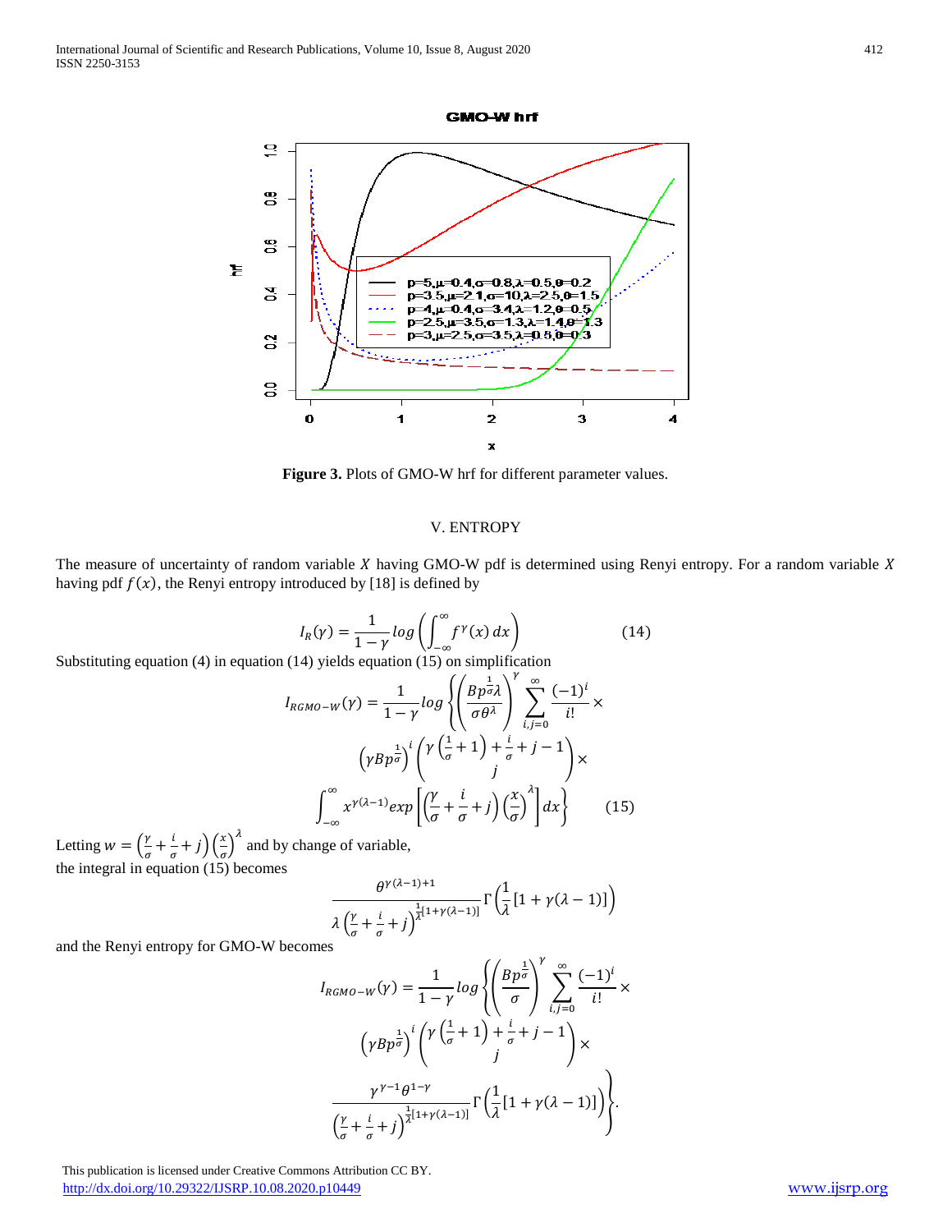**Figure 3.** Plots of GMO-W hrf for different parameter values.

## V. ENTROPY

The measure of uncertainty of random variable $X$ having GMO-W pdf is determined using Renyi entropy. For a random variable $X$ having pdf $f(x)$, the Renyi entropy introduced by [18] is defined by

$$I_R(\gamma) = \frac{1}{1-\gamma} log\left(\int_{-\infty}^{\infty} f^{\gamma}(x)\, dx\right) \qquad (14)$$

Substituting equation (4) in equation (14) yields equation (15) on simplification

$$I_{RGMO-W}(\gamma) = \frac{1}{1-\gamma} log\left\{\left(\frac{Bp^{\frac{1}{\sigma}}\lambda}{\sigma\theta^{\lambda}}\right)^{\gamma} \sum_{i,j=0}^{\infty} \frac{(-1)^i}{i!} \times \left(\gamma Bp^{\frac{1}{\sigma}}\right)^i \binom{\gamma\left(\frac{1}{\sigma}+1\right)+\frac{i}{\sigma}+j-1}{j} \times \int_{-\infty}^{\infty} x^{\gamma(\lambda-1)} exp\left[\left(\frac{\gamma}{\sigma}+\frac{i}{\sigma}+j\right)\left(\frac{x}{\sigma}\right)^{\lambda}\right] dx\right\} \qquad (15)$$

Letting $w = \left(\frac{\gamma}{\sigma}+\frac{i}{\sigma}+j\right)\left(\frac{x}{\sigma}\right)^{\lambda}$ and by change of variable, the integral in equation (15) becomes

$$\frac{\theta^{\gamma(\lambda-1)+1}}{\lambda\left(\frac{\gamma}{\sigma}+\frac{i}{\sigma}+j\right)^{\frac{1}{\lambda}[1+\gamma(\lambda-1)]}} \Gamma\left(\frac{1}{\lambda}[1+\gamma(\lambda-1)]\right)$$

and the Renyi entropy for GMO-W becomes

$$I_{RGMO-W}(\gamma) = \frac{1}{1-\gamma} log\left\{\left(\frac{Bp^{\frac{1}{\sigma}}}{\sigma}\right)^{\gamma} \sum_{i,j=0}^{\infty} \frac{(-1)^i}{i!} \times \left(\gamma Bp^{\frac{1}{\sigma}}\right)^i \binom{\gamma\left(\frac{1}{\sigma}+1\right)+\frac{i}{\sigma}+j-1}{j} \times \frac{\gamma^{\gamma-1}\theta^{1-\gamma}}{\left(\frac{\gamma}{\sigma}+\frac{i}{\sigma}+j\right)^{\frac{1}{\lambda}[1+\gamma(\lambda-1)]}} \Gamma\left(\frac{1}{\lambda}[1+\gamma(\lambda-1)]\right)\right\}.$$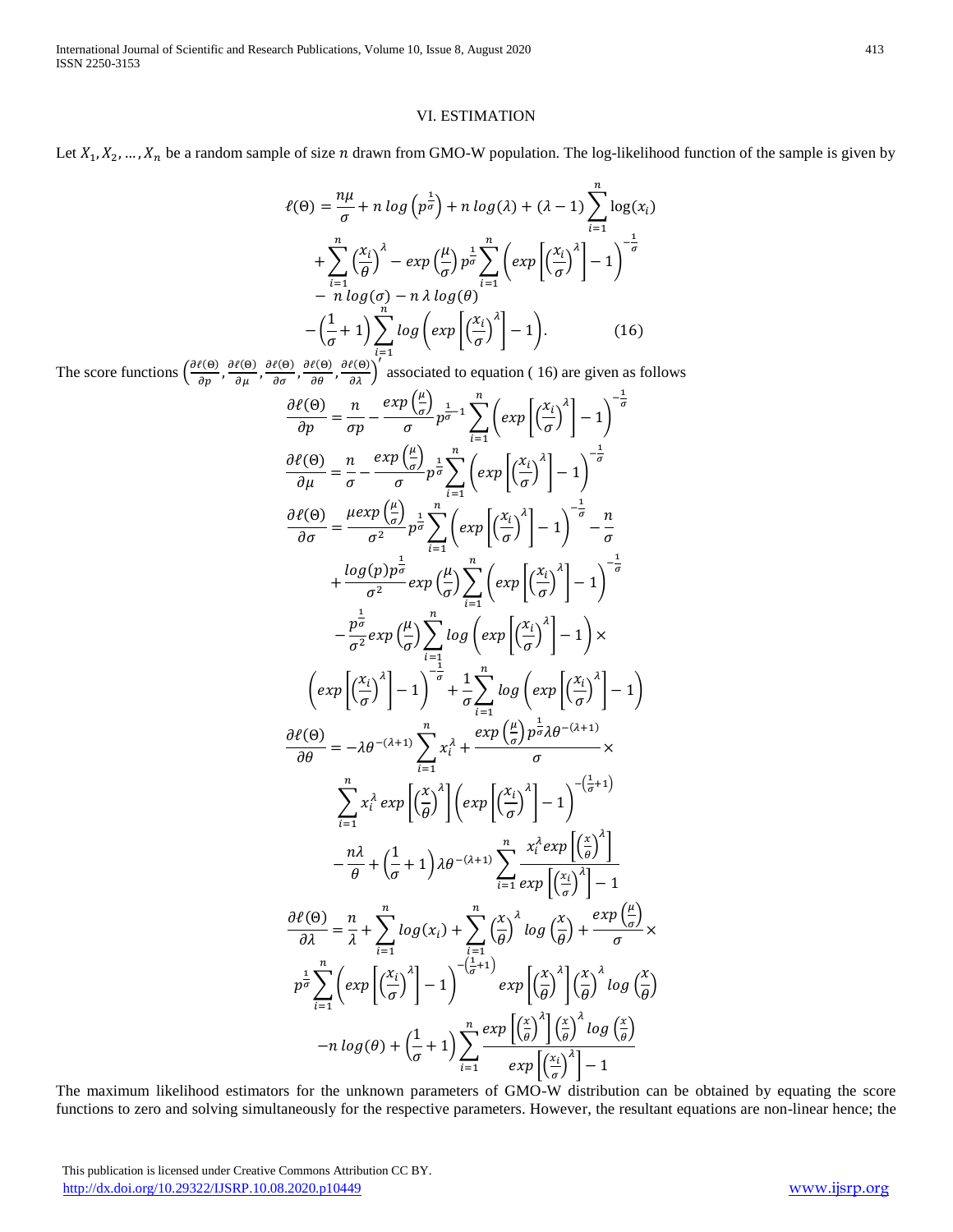## VI. ESTIMATION

Let $X_1, X_2, \ldots, X_n$ be a random sample of size $n$ drawn from GMO-W population. The log-likelihood function of the sample is given by

$$
\begin{aligned}
\ell(\Theta) &= \frac{n\mu}{\sigma} + n\,log\left(p^{\frac{1}{\sigma}}\right) + n\,log(\lambda) + (\lambda-1)\sum_{i=1}^{n}\log(x_i) \\
&+ \sum_{i=1}^{n}\left(\frac{x_i}{\theta}\right)^{\lambda} - exp\left(\frac{\mu}{\sigma}\right)p^{\frac{1}{\sigma}}\sum_{i=1}^{n}\left(exp\left[\left(\frac{x_i}{\sigma}\right)^{\lambda}\right]-1\right)^{-\frac{1}{\sigma}} \\
&- n\,log(\sigma) - n\,\lambda\,log(\theta) \\
&-\left(\frac{1}{\sigma}+1\right)\sum_{i=1}^{n} log\left(exp\left[\left(\frac{x_i}{\sigma}\right)^{\lambda}\right]-1\right). \qquad (16)
\end{aligned}
$$

The score functions $\left(\frac{\partial\ell(\Theta)}{\partial p}, \frac{\partial\ell(\Theta)}{\partial \mu}, \frac{\partial\ell(\Theta)}{\partial \sigma}, \frac{\partial\ell(\Theta)}{\partial \theta}, \frac{\partial\ell(\Theta)}{\partial \lambda}\right)'$ associated to equation ( 16) are given as follows

$$
\frac{\partial\ell(\Theta)}{\partial p} = \frac{n}{\sigma p} - \frac{exp\left(\frac{\mu}{\sigma}\right)}{\sigma}p^{\frac{1}{\sigma}-1}\sum_{i=1}^{n}\left(exp\left[\left(\frac{x_i}{\sigma}\right)^{\lambda}\right]-1\right)^{-\frac{1}{\sigma}}
$$

$$
\frac{\partial\ell(\Theta)}{\partial \mu} = \frac{n}{\sigma} - \frac{exp\left(\frac{\mu}{\sigma}\right)}{\sigma}p^{\frac{1}{\sigma}}\sum_{i=1}^{n}\left(exp\left[\left(\frac{x_i}{\sigma}\right)^{\lambda}\right]-1\right)^{-\frac{1}{\sigma}}
$$

$$
\begin{aligned}
\frac{\partial\ell(\Theta)}{\partial \sigma} &= \frac{\mu exp\left(\frac{\mu}{\sigma}\right)}{\sigma^2}p^{\frac{1}{\sigma}}\sum_{i=1}^{n}\left(exp\left[\left(\frac{x_i}{\sigma}\right)^{\lambda}\right]-1\right)^{-\frac{1}{\sigma}} - \frac{n}{\sigma} \\
&+ \frac{log(p)p^{\frac{1}{\sigma}}}{\sigma^2}exp\left(\frac{\mu}{\sigma}\right)\sum_{i=1}^{n}\left(exp\left[\left(\frac{x_i}{\sigma}\right)^{\lambda}\right]-1\right)^{-\frac{1}{\sigma}} \\
&- \frac{p^{\frac{1}{\sigma}}}{\sigma^2}exp\left(\frac{\mu}{\sigma}\right)\sum_{i=1}^{n} log\left(exp\left[\left(\frac{x_i}{\sigma}\right)^{\lambda}\right]-1\right)\times \\
&\left(exp\left[\left(\frac{x_i}{\sigma}\right)^{\lambda}\right]-1\right)^{-\frac{1}{\sigma}} + \frac{1}{\sigma}\sum_{i=1}^{n} log\left(exp\left[\left(\frac{x_i}{\sigma}\right)^{\lambda}\right]-1\right)
\end{aligned}
$$

$$
\begin{aligned}
\frac{\partial\ell(\Theta)}{\partial \theta} &= -\lambda\theta^{-(\lambda+1)}\sum_{i=1}^{n}x_i^{\lambda} + \frac{exp\left(\frac{\mu}{\sigma}\right)p^{\frac{1}{\sigma}}\lambda\theta^{-(\lambda+1)}}{\sigma}\times \\
&\sum_{i=1}^{n}x_i^{\lambda}\,exp\left[\left(\frac{x}{\theta}\right)^{\lambda}\right]\left(exp\left[\left(\frac{x_i}{\sigma}\right)^{\lambda}\right]-1\right)^{-\left(\frac{1}{\sigma}+1\right)} \\
&- \frac{n\lambda}{\theta} + \left(\frac{1}{\sigma}+1\right)\lambda\theta^{-(\lambda+1)}\sum_{i=1}^{n}\frac{x_i^{\lambda}exp\left[\left(\frac{x}{\theta}\right)^{\lambda}\right]}{exp\left[\left(\frac{x_i}{\sigma}\right)^{\lambda}\right]-1}
\end{aligned}
$$

$$
\begin{aligned}
\frac{\partial\ell(\Theta)}{\partial \lambda} &= \frac{n}{\lambda} + \sum_{i=1}^{n}log(x_i) + \sum_{i=1}^{n}\left(\frac{x}{\theta}\right)^{\lambda}log\left(\frac{x}{\theta}\right) + \frac{exp\left(\frac{\mu}{\sigma}\right)}{\sigma}\times \\
&p^{\frac{1}{\sigma}}\sum_{i=1}^{n}\left(exp\left[\left(\frac{x_i}{\sigma}\right)^{\lambda}\right]-1\right)^{-\left(\frac{1}{\sigma}+1\right)}exp\left[\left(\frac{x}{\theta}\right)^{\lambda}\right]\left(\frac{x}{\theta}\right)^{\lambda}log\left(\frac{x}{\theta}\right) \\
&- n\,log(\theta) + \left(\frac{1}{\sigma}+1\right)\sum_{i=1}^{n}\frac{exp\left[\left(\frac{x}{\theta}\right)^{\lambda}\right]\left(\frac{x}{\theta}\right)^{\lambda}log\left(\frac{x}{\theta}\right)}{exp\left[\left(\frac{x_i}{\sigma}\right)^{\lambda}\right]-1}
\end{aligned}
$$

The maximum likelihood estimators for the unknown parameters of GMO-W distribution can be obtained by equating the score functions to zero and solving simultaneously for the respective parameters. However, the resultant equations are non-linear hence; the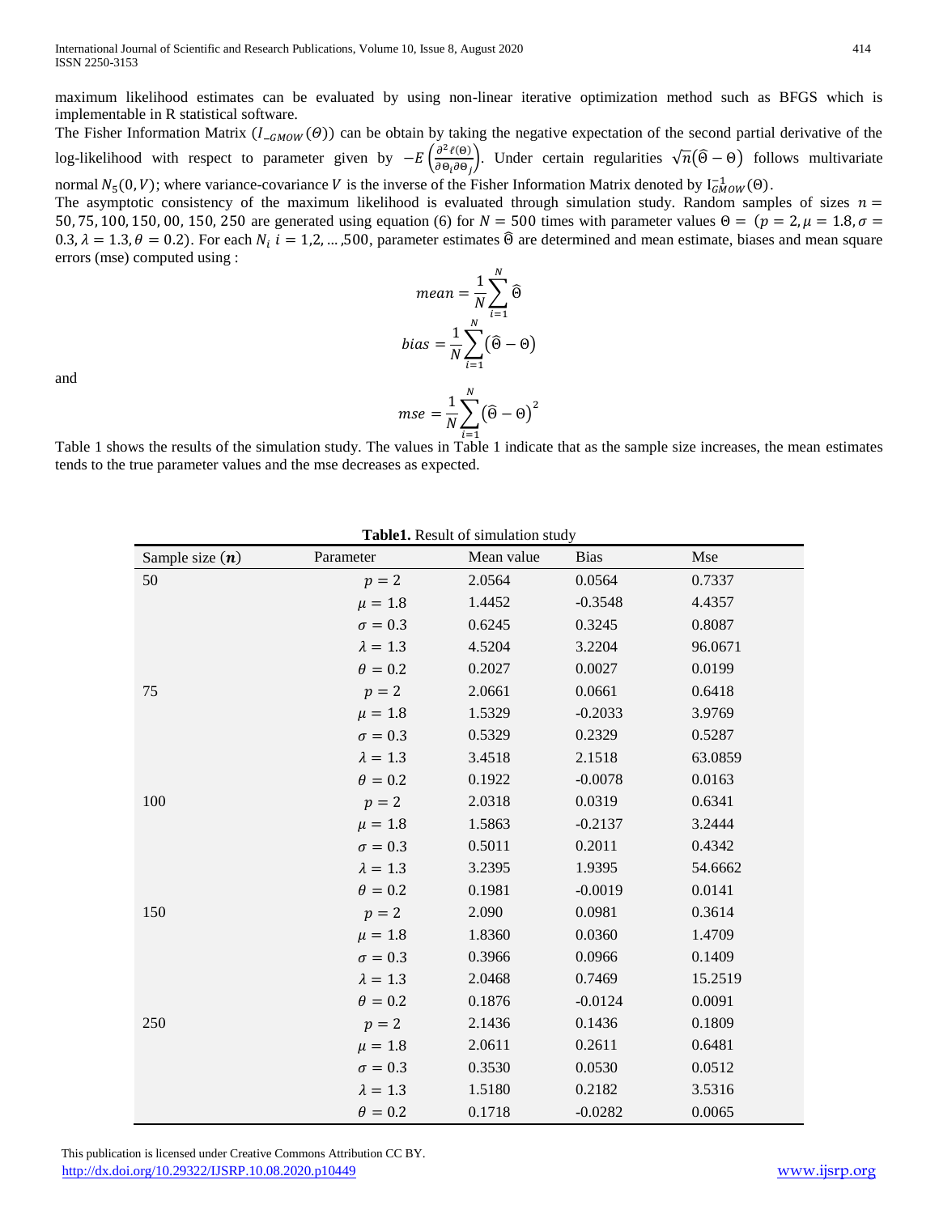maximum likelihood estimates can be evaluated by using non-linear iterative optimization method such as BFGS which is implementable in R statistical software.

The Fisher Information Matrix ($I_{\_GMOW}(\Theta)$) can be obtain by taking the negative expectation of the second partial derivative of the log-likelihood with respect to parameter given by $-E\left(\frac{\partial^2 \ell(\Theta)}{\partial \Theta_i \partial \Theta_j}\right)$. Under certain regularities $\sqrt{n}(\widehat{\Theta} - \Theta)$ follows multivariate normal $N_5(0, V)$; where variance-covariance $V$ is the inverse of the Fisher Information Matrix denoted by $I_{GMOW}^{-1}(\Theta)$.

The asymptotic consistency of the maximum likelihood is evaluated through simulation study. Random samples of sizes $n = 50, 75, 100, 150, 00, 150, 250$ are generated using equation (6) for $N = 500$ times with parameter values $\Theta = (p = 2, \mu = 1.8, \sigma = 0.3, \lambda = 1.3, \theta = 0.2)$. For each $N_i$ $i = 1,2, \ldots, 500$, parameter estimates $\widehat{\Theta}$ are determined and mean estimate, biases and mean square errors (mse) computed using :

$$mean = \frac{1}{N}\sum_{i=1}^{N} \widehat{\Theta}$$

$$bias = \frac{1}{N}\sum_{i=1}^{N} (\widehat{\Theta} - \Theta)$$

and

$$mse = \frac{1}{N}\sum_{i=1}^{N} (\widehat{\Theta} - \Theta)^2$$

Table 1 shows the results of the simulation study. The values in Table 1 indicate that as the sample size increases, the mean estimates tends to the true parameter values and the mse decreases as expected.

**Table1.** Result of simulation study

| Sample size ($n$) | Parameter | Mean value | Bias | Mse |
|---|---|---|---|---|
| 50 | $p = 2$ | 2.0564 | 0.0564 | 0.7337 |
| | $\mu = 1.8$ | 1.4452 | -0.3548 | 4.4357 |
| | $\sigma = 0.3$ | 0.6245 | 0.3245 | 0.8087 |
| | $\lambda = 1.3$ | 4.5204 | 3.2204 | 96.0671 |
| | $\theta = 0.2$ | 0.2027 | 0.0027 | 0.0199 |
| 75 | $p = 2$ | 2.0661 | 0.0661 | 0.6418 |
| | $\mu = 1.8$ | 1.5329 | -0.2033 | 3.9769 |
| | $\sigma = 0.3$ | 0.5329 | 0.2329 | 0.5287 |
| | $\lambda = 1.3$ | 3.4518 | 2.1518 | 63.0859 |
| | $\theta = 0.2$ | 0.1922 | -0.0078 | 0.0163 |
| 100 | $p = 2$ | 2.0318 | 0.0319 | 0.6341 |
| | $\mu = 1.8$ | 1.5863 | -0.2137 | 3.2444 |
| | $\sigma = 0.3$ | 0.5011 | 0.2011 | 0.4342 |
| | $\lambda = 1.3$ | 3.2395 | 1.9395 | 54.6662 |
| | $\theta = 0.2$ | 0.1981 | -0.0019 | 0.0141 |
| 150 | $p = 2$ | 2.090 | 0.0981 | 0.3614 |
| | $\mu = 1.8$ | 1.8360 | 0.0360 | 1.4709 |
| | $\sigma = 0.3$ | 0.3966 | 0.0966 | 0.1409 |
| | $\lambda = 1.3$ | 2.0468 | 0.7469 | 15.2519 |
| | $\theta = 0.2$ | 0.1876 | -0.0124 | 0.0091 |
| 250 | $p = 2$ | 2.1436 | 0.1436 | 0.1809 |
| | $\mu = 1.8$ | 2.0611 | 0.2611 | 0.6481 |
| | $\sigma = 0.3$ | 0.3530 | 0.0530 | 0.0512 |
| | $\lambda = 1.3$ | 1.5180 | 0.2182 | 3.5316 |
| | $\theta = 0.2$ | 0.1718 | -0.0282 | 0.0065 |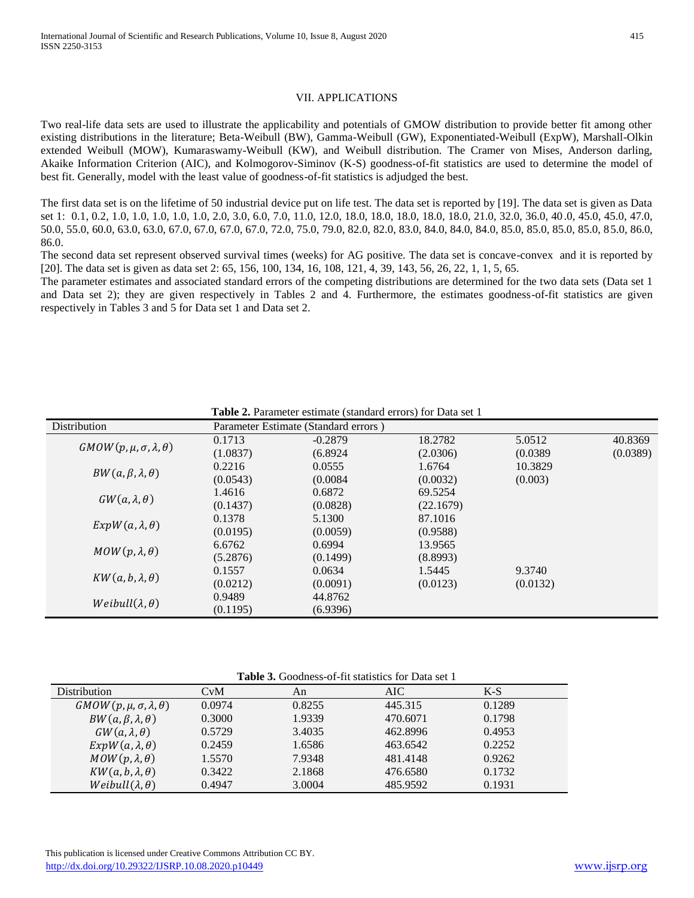## VII. APPLICATIONS

Two real-life data sets are used to illustrate the applicability and potentials of GMOW distribution to provide better fit among other existing distributions in the literature; Beta-Weibull (BW), Gamma-Weibull (GW), Exponentiated-Weibull (ExpW), Marshall-Olkin extended Weibull (MOW), Kumaraswamy-Weibull (KW), and Weibull distribution. The Cramer von Mises, Anderson darling, Akaike Information Criterion (AIC), and Kolmogorov-Siminov (K-S) goodness-of-fit statistics are used to determine the model of best fit. Generally, model with the least value of goodness-of-fit statistics is adjudged the best.

The first data set is on the lifetime of 50 industrial device put on life test. The data set is reported by [19]. The data set is given as Data set 1: 0.1, 0.2, 1.0, 1.0, 1.0, 1.0, 1.0, 2.0, 3.0, 6.0, 7.0, 11.0, 12.0, 18.0, 18.0, 18.0, 18.0, 18.0, 21.0, 32.0, 36.0, 40.0, 45.0, 45.0, 47.0, 50.0, 55.0, 60.0, 63.0, 63.0, 67.0, 67.0, 67.0, 67.0, 72.0, 75.0, 79.0, 82.0, 82.0, 83.0, 84.0, 84.0, 84.0, 85.0, 85.0, 85.0, 85.0, 85.0, 86.0, 86.0.

The second data set represent observed survival times (weeks) for AG positive. The data set is concave-convex and it is reported by [20]. The data set is given as data set 2: 65, 156, 100, 134, 16, 108, 121, 4, 39, 143, 56, 26, 22, 1, 1, 5, 65.

The parameter estimates and associated standard errors of the competing distributions are determined for the two data sets (Data set 1 and Data set 2); they are given respectively in Tables 2 and 4. Furthermore, the estimates goodness-of-fit statistics are given respectively in Tables 3 and 5 for Data set 1 and Data set 2.

**Table 2.** Parameter estimate (standard errors) for Data set 1

| Distribution | Parameter Estimate (Standard errors ) | | | | |
|---|---|---|---|---|---|
| $GMOW(p,\mu,\sigma,\lambda,\theta)$ | 0.1713<br>(1.0837) | -0.2879<br>(6.8924 | 18.2782<br>(2.0306) | 5.0512<br>(0.0389 | 40.8369<br>(0.0389) |
| $BW(a,\beta,\lambda,\theta)$ | 0.2216<br>(0.0543) | 0.0555<br>(0.0084 | 1.6764<br>(0.0032) | 10.3829<br>(0.003) | |
| $GW(a,\lambda,\theta)$ | 1.4616<br>(0.1437) | 0.6872<br>(0.0828) | 69.5254<br>(22.1679) | | |
| $ExpW(a,\lambda,\theta)$ | 0.1378<br>(0.0195) | 5.1300<br>(0.0059) | 87.1016<br>(0.9588) | | |
| $MOW(p,\lambda,\theta)$ | 6.6762<br>(5.2876) | 0.6994<br>(0.1499) | 13.9565<br>(8.8993) | | |
| $KW(a,b,\lambda,\theta)$ | 0.1557<br>(0.0212) | 0.0634<br>(0.0091) | 1.5445<br>(0.0123) | 9.3740<br>(0.0132) | |
| $Weibull(\lambda,\theta)$ | 0.9489<br>(0.1195) | 44.8762<br>(6.9396) | | | |

**Table 3.** Goodness-of-fit statistics for Data set 1

| Distribution | CvM | An | AIC | K-S |
|---|---|---|---|---|
| $GMOW(p,\mu,\sigma,\lambda,\theta)$ | 0.0974 | 0.8255 | 445.315 | 0.1289 |
| $BW(a,\beta,\lambda,\theta)$ | 0.3000 | 1.9339 | 470.6071 | 0.1798 |
| $GW(a,\lambda,\theta)$ | 0.5729 | 3.4035 | 462.8996 | 0.4953 |
| $ExpW(a,\lambda,\theta)$ | 0.2459 | 1.6586 | 463.6542 | 0.2252 |
| $MOW(p,\lambda,\theta)$ | 1.5570 | 7.9348 | 481.4148 | 0.9262 |
| $KW(a,b,\lambda,\theta)$ | 0.3422 | 2.1868 | 476.6580 | 0.1732 |
| $Weibull(\lambda,\theta)$ | 0.4947 | 3.0004 | 485.9592 | 0.1931 |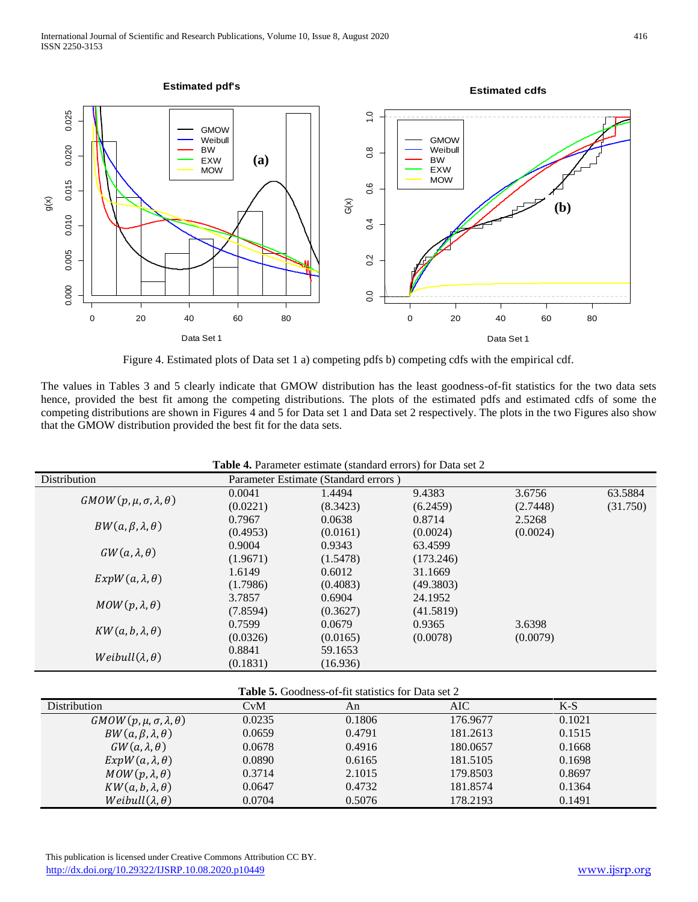Figure 4. Estimated plots of Data set 1 a) competing pdfs b) competing cdfs with the empirical cdf.

The values in Tables 3 and 5 clearly indicate that GMOW distribution has the least goodness-of-fit statistics for the two data sets hence, provided the best fit among the competing distributions. The plots of the estimated pdfs and estimated cdfs of some the competing distributions are shown in Figures 4 and 5 for Data set 1 and Data set 2 respectively. The plots in the two Figures also show that the GMOW distribution provided the best fit for the data sets.

**Table 4.** Parameter estimate (standard errors) for Data set 2

| Distribution | Parameter Estimate (Standard errors ) | | | | |
|---|---|---|---|---|---|
| $GMOW(p,\mu,\sigma,\lambda,\theta)$ | 0.0041<br>(0.0221) | 1.4494<br>(8.3423) | 9.4383<br>(6.2459) | 3.6756<br>(2.7448) | 63.5884<br>(31.750) |
| $BW(a,\beta,\lambda,\theta)$ | 0.7967<br>(0.4953) | 0.0638<br>(0.0161) | 0.8714<br>(0.0024) | 2.5268<br>(0.0024) | |
| $GW(a,\lambda,\theta)$ | 0.9004<br>(1.9671) | 0.9343<br>(1.5478) | 63.4599<br>(173.246) | | |
| $ExpW(a,\lambda,\theta)$ | 1.6149<br>(1.7986) | 0.6012<br>(0.4083) | 31.1669<br>(49.3803) | | |
| $MOW(p,\lambda,\theta)$ | 3.7857<br>(7.8594) | 0.6904<br>(0.3627) | 24.1952<br>(41.5819) | | |
| $KW(a,b,\lambda,\theta)$ | 0.7599<br>(0.0326) | 0.0679<br>(0.0165) | 0.9365<br>(0.0078) | 3.6398<br>(0.0079) | |
| $Weibull(\lambda,\theta)$ | 0.8841<br>(0.1831) | 59.1653<br>(16.936) | | | |

**Table 5.** Goodness-of-fit statistics for Data set 2

| Distribution | CvM | An | AIC | K-S |
|---|---|---|---|---|
| $GMOW(p,\mu,\sigma,\lambda,\theta)$ | 0.0235 | 0.1806 | 176.9677 | 0.1021 |
| $BW(a,\beta,\lambda,\theta)$ | 0.0659 | 0.4791 | 181.2613 | 0.1515 |
| $GW(a,\lambda,\theta)$ | 0.0678 | 0.4916 | 180.0657 | 0.1668 |
| $ExpW(a,\lambda,\theta)$ | 0.0890 | 0.6165 | 181.5105 | 0.1698 |
| $MOW(p,\lambda,\theta)$ | 0.3714 | 2.1015 | 179.8503 | 0.8697 |
| $KW(a,b,\lambda,\theta)$ | 0.0647 | 0.4732 | 181.8574 | 0.1364 |
| $Weibull(\lambda,\theta)$ | 0.0704 | 0.5076 | 178.2193 | 0.1491 |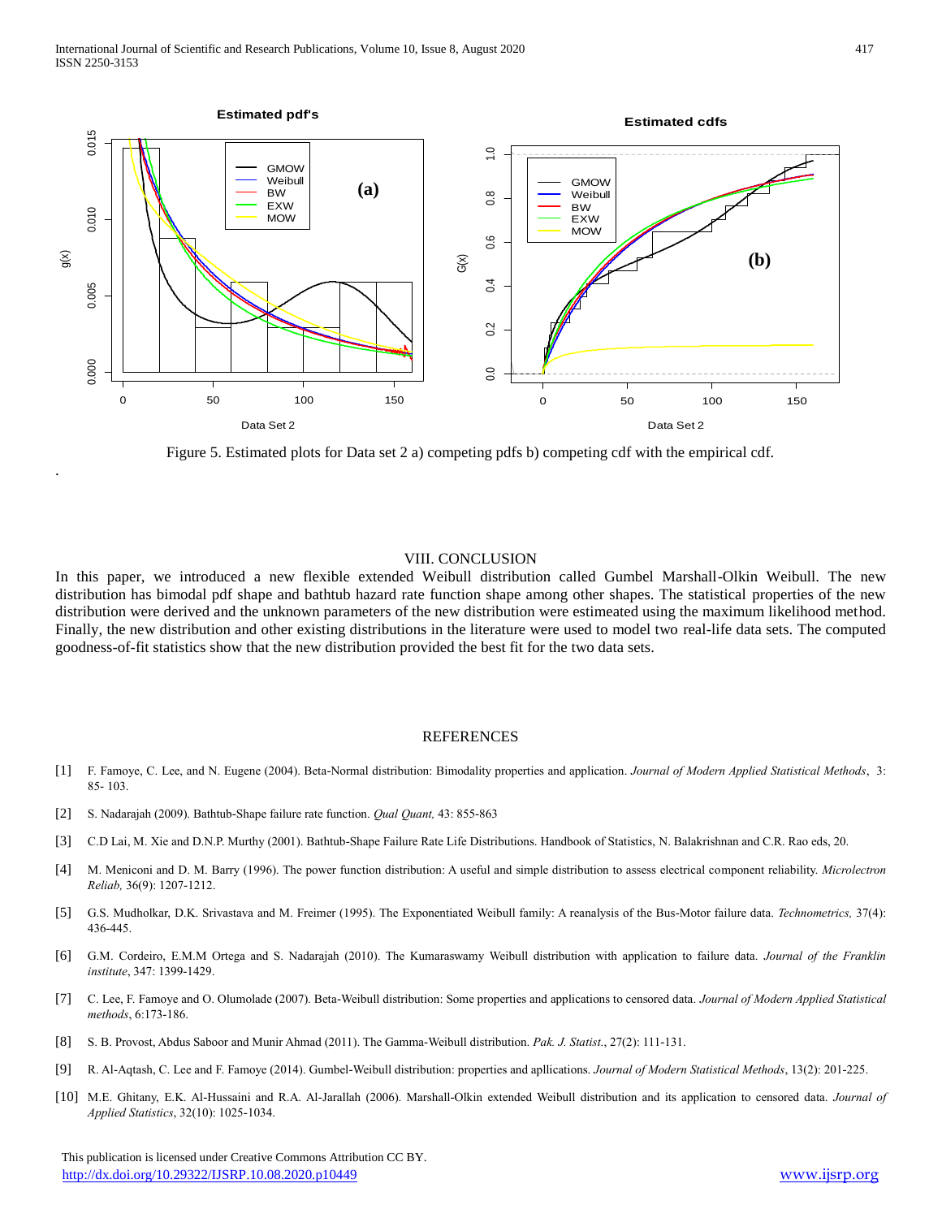Figure 5. Estimated plots for Data set 2 a) competing pdfs b) competing cdf with the empirical cdf.

## VIII. CONCLUSION

In this paper, we introduced a new flexible extended Weibull distribution called Gumbel Marshall-Olkin Weibull. The new distribution has bimodal pdf shape and bathtub hazard rate function shape among other shapes. The statistical properties of the new distribution were derived and the unknown parameters of the new distribution were estimeated using the maximum likelihood method. Finally, the new distribution and other existing distributions in the literature were used to model two real-life data sets. The computed goodness-of-fit statistics show that the new distribution provided the best fit for the two data sets.

## REFERENCES

[1] F. Famoye, C. Lee, and N. Eugene (2004). Beta-Normal distribution: Bimodality properties and application. *Journal of Modern Applied Statistical Methods*, 3: 85- 103.

[2] S. Nadarajah (2009). Bathtub-Shape failure rate function. *Qual Quant,* 43: 855-863

[3] C.D Lai, M. Xie and D.N.P. Murthy (2001). Bathtub-Shape Failure Rate Life Distributions. Handbook of Statistics, N. Balakrishnan and C.R. Rao eds, 20.

[4] M. Meniconi and D. M. Barry (1996). The power function distribution: A useful and simple distribution to assess electrical component reliability. *Microlectron Reliab,* 36(9): 1207-1212.

[5] G.S. Mudholkar, D.K. Srivastava and M. Freimer (1995). The Exponentiated Weibull family: A reanalysis of the Bus-Motor failure data. *Technometrics,* 37(4): 436-445.

[6] G.M. Cordeiro, E.M.M Ortega and S. Nadarajah (2010). The Kumaraswamy Weibull distribution with application to failure data. *Journal of the Franklin institute*, 347: 1399-1429.

[7] C. Lee, F. Famoye and O. Olumolade (2007). Beta-Weibull distribution: Some properties and applications to censored data. *Journal of Modern Applied Statistical methods*, 6:173-186.

[8] S. B. Provost, Abdus Saboor and Munir Ahmad (2011). The Gamma-Weibull distribution. *Pak. J. Statist.*, 27(2): 111-131.

[9] R. Al-Aqtash, C. Lee and F. Famoye (2014). Gumbel-Weibull distribution: properties and apllications. *Journal of Modern Statistical Methods*, 13(2): 201-225.

[10] M.E. Ghitany, E.K. Al-Hussaini and R.A. Al-Jarallah (2006). Marshall-Olkin extended Weibull distribution and its application to censored data. *Journal of Applied Statistics*, 32(10): 1025-1034.

This publication is licensed under Creative Commons Attribution CC BY.
http://dx.doi.org/10.29322/IJSRP.10.08.2020.p10449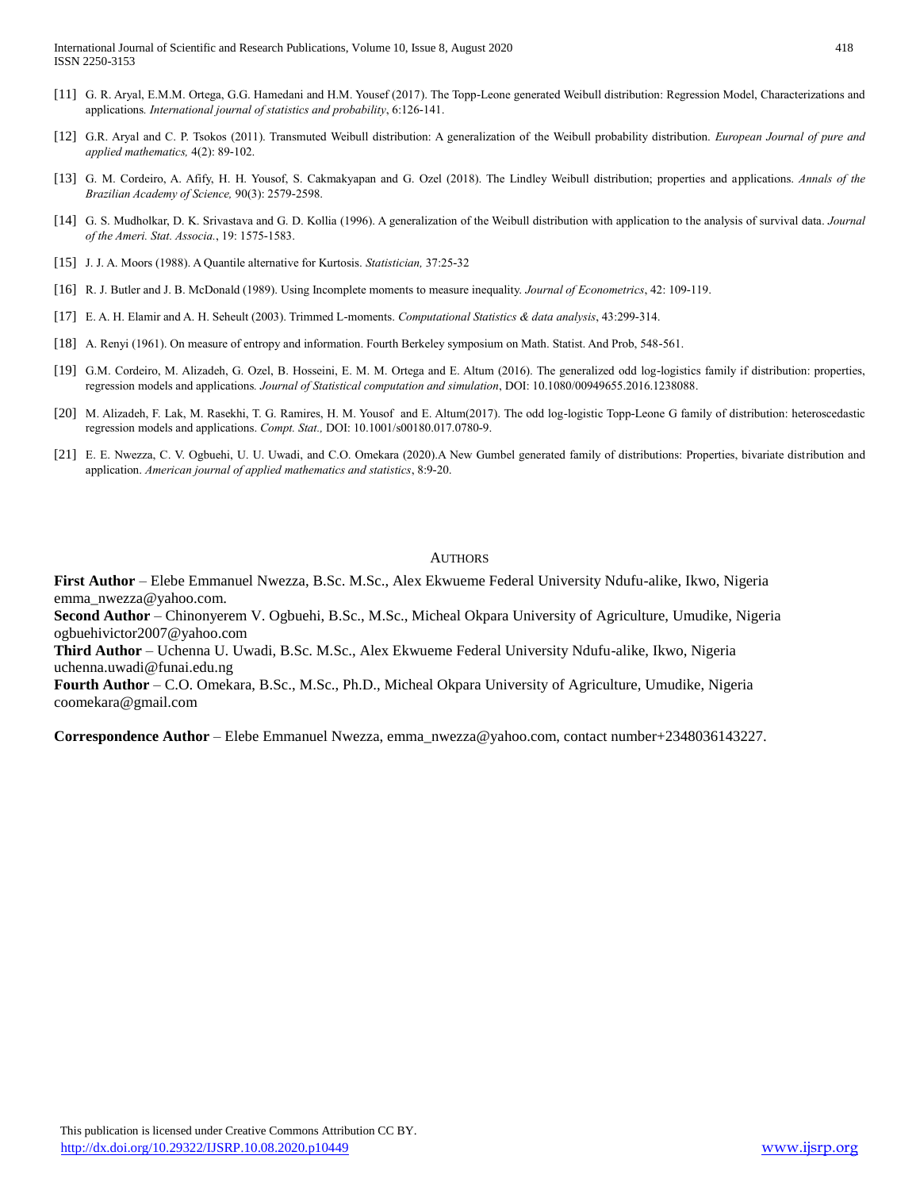[11] G. R. Aryal, E.M.M. Ortega, G.G. Hamedani and H.M. Yousef (2017). The Topp-Leone generated Weibull distribution: Regression Model, Characterizations and applications. *International journal of statistics and probability*, 6:126-141.

[12] G.R. Aryal and C. P. Tsokos (2011). Transmuted Weibull distribution: A generalization of the Weibull probability distribution. *European Journal of pure and applied mathematics,* 4(2): 89-102.

[13] G. M. Cordeiro, A. Afify, H. H. Yousof, S. Cakmakyapan and G. Ozel (2018). The Lindley Weibull distribution; properties and applications. *Annals of the Brazilian Academy of Science,* 90(3): 2579-2598.

[14] G. S. Mudholkar, D. K. Srivastava and G. D. Kollia (1996). A generalization of the Weibull distribution with application to the analysis of survival data. *Journal of the Ameri. Stat. Associa.*, 19: 1575-1583.

[15] J. J. A. Moors (1988). A Quantile alternative for Kurtosis. *Statistician,* 37:25-32

[16] R. J. Butler and J. B. McDonald (1989). Using Incomplete moments to measure inequality. *Journal of Econometrics*, 42: 109-119.

[17] E. A. H. Elamir and A. H. Seheult (2003). Trimmed L-moments. *Computational Statistics & data analysis*, 43:299-314.

[18] A. Renyi (1961). On measure of entropy and information. Fourth Berkeley symposium on Math. Statist. And Prob, 548-561.

[19] G.M. Cordeiro, M. Alizadeh, G. Ozel, B. Hosseini, E. M. M. Ortega and E. Altum (2016). The generalized odd log-logistics family if distribution: properties, regression models and applications. *Journal of Statistical computation and simulation*, DOI: 10.1080/00949655.2016.1238088.

[20] M. Alizadeh, F. Lak, M. Rasekhi, T. G. Ramires, H. M. Yousof and E. Altum(2017). The odd log-logistic Topp-Leone G family of distribution: heteroscedastic regression models and applications. *Compt. Stat.,* DOI: 10.1001/s00180.017.0780-9.

[21] E. E. Nwezza, C. V. Ogbuehi, U. U. Uwadi, and C.O. Omekara (2020).A New Gumbel generated family of distributions: Properties, bivariate distribution and application. *American journal of applied mathematics and statistics*, 8:9-20.

## AUTHORS

**First Author** – Elebe Emmanuel Nwezza, B.Sc. M.Sc., Alex Ekwueme Federal University Ndufu-alike, Ikwo, Nigeria emma_nwezza@yahoo.com.

**Second Author** – Chinonyerem V. Ogbuehi, B.Sc., M.Sc., Micheal Okpara University of Agriculture, Umudike, Nigeria ogbuehivictor2007@yahoo.com

**Third Author** – Uchenna U. Uwadi, B.Sc. M.Sc., Alex Ekwueme Federal University Ndufu-alike, Ikwo, Nigeria uchenna.uwadi@funai.edu.ng

**Fourth Author** – C.O. Omekara, B.Sc., M.Sc., Ph.D., Micheal Okpara University of Agriculture, Umudike, Nigeria coomekara@gmail.com

**Correspondence Author** – Elebe Emmanuel Nwezza, emma_nwezza@yahoo.com, contact number+2348036143227.